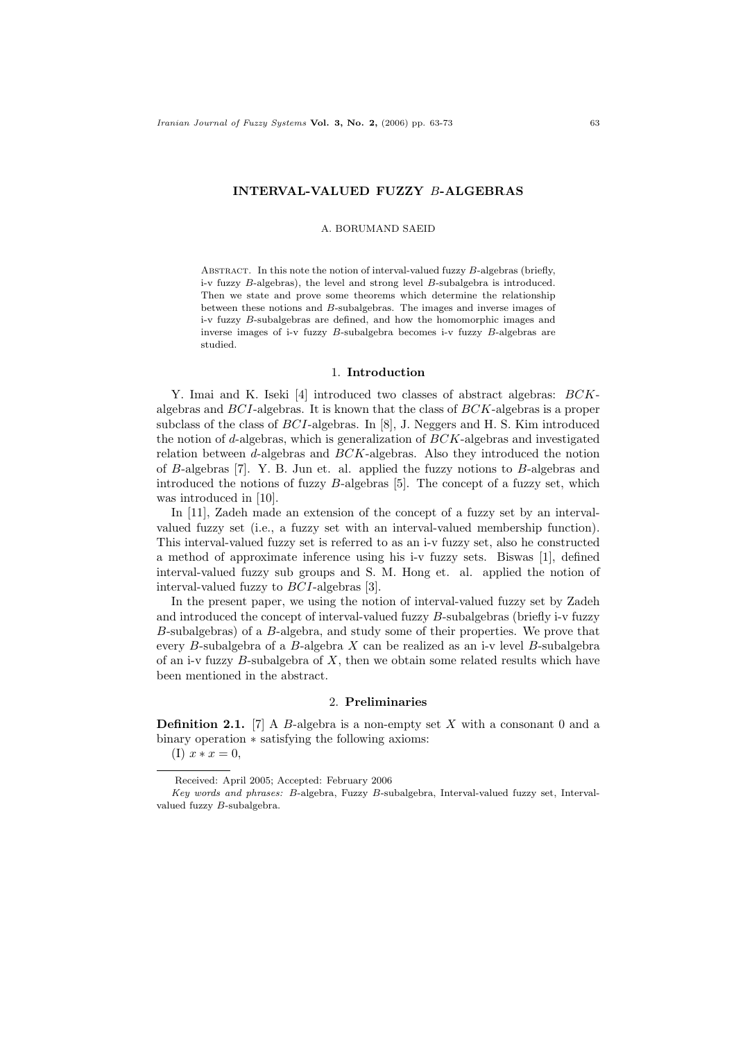# INTERVAL-VALUED FUZZY $B$-ALGEBRAS

A. BORUMAND SAEID

Abstract. In this note the notion of interval-valued fuzzy $B$-algebras (briefly, i-v fuzzy $B$-algebras), the level and strong level $B$-subalgebra is introduced. Then we state and prove some theorems which determine the relationship between these notions and $B$-subalgebras. The images and inverse images of i-v fuzzy $B$-subalgebras are defined, and how the homomorphic images and inverse images of i-v fuzzy $B$-subalgebra becomes i-v fuzzy $B$-algebras are studied.

## 1. Introduction

Y. Imai and K. Iseki [4] introduced two classes of abstract algebras: $BCK$-algebras and $BCI$-algebras. It is known that the class of $BCK$-algebras is a proper subclass of the class of $BCI$-algebras. In [8], J. Neggers and H. S. Kim introduced the notion of $d$-algebras, which is generalization of $BCK$-algebras and investigated relation between $d$-algebras and $BCK$-algebras. Also they introduced the notion of $B$-algebras [7]. Y. B. Jun et. al. applied the fuzzy notions to $B$-algebras and introduced the notions of fuzzy $B$-algebras [5]. The concept of a fuzzy set, which was introduced in [10].

In [11], Zadeh made an extension of the concept of a fuzzy set by an interval-valued fuzzy set (i.e., a fuzzy set with an interval-valued membership function). This interval-valued fuzzy set is referred to as an i-v fuzzy set, also he constructed a method of approximate inference using his i-v fuzzy sets. Biswas [1], defined interval-valued fuzzy sub groups and S. M. Hong et. al. applied the notion of interval-valued fuzzy to $BCI$-algebras [3].

In the present paper, we using the notion of interval-valued fuzzy set by Zadeh and introduced the concept of interval-valued fuzzy $B$-subalgebras (briefly i-v fuzzy $B$-subalgebras) of a $B$-algebra, and study some of their properties. We prove that every $B$-subalgebra of a $B$-algebra $X$ can be realized as an i-v level $B$-subalgebra of an i-v fuzzy $B$-subalgebra of $X$, then we obtain some related results which have been mentioned in the abstract.

## 2. Preliminaries

**Definition 2.1.** [7] A $B$-algebra is a non-empty set $X$ with a consonant 0 and a binary operation $*$ satisfying the following axioms:

(I) $x * x = 0$,

---

Received: April 2005; Accepted: February 2006

*Key words and phrases:* $B$-algebra, Fuzzy $B$-subalgebra, Interval-valued fuzzy set, Interval-valued fuzzy $B$-subalgebra.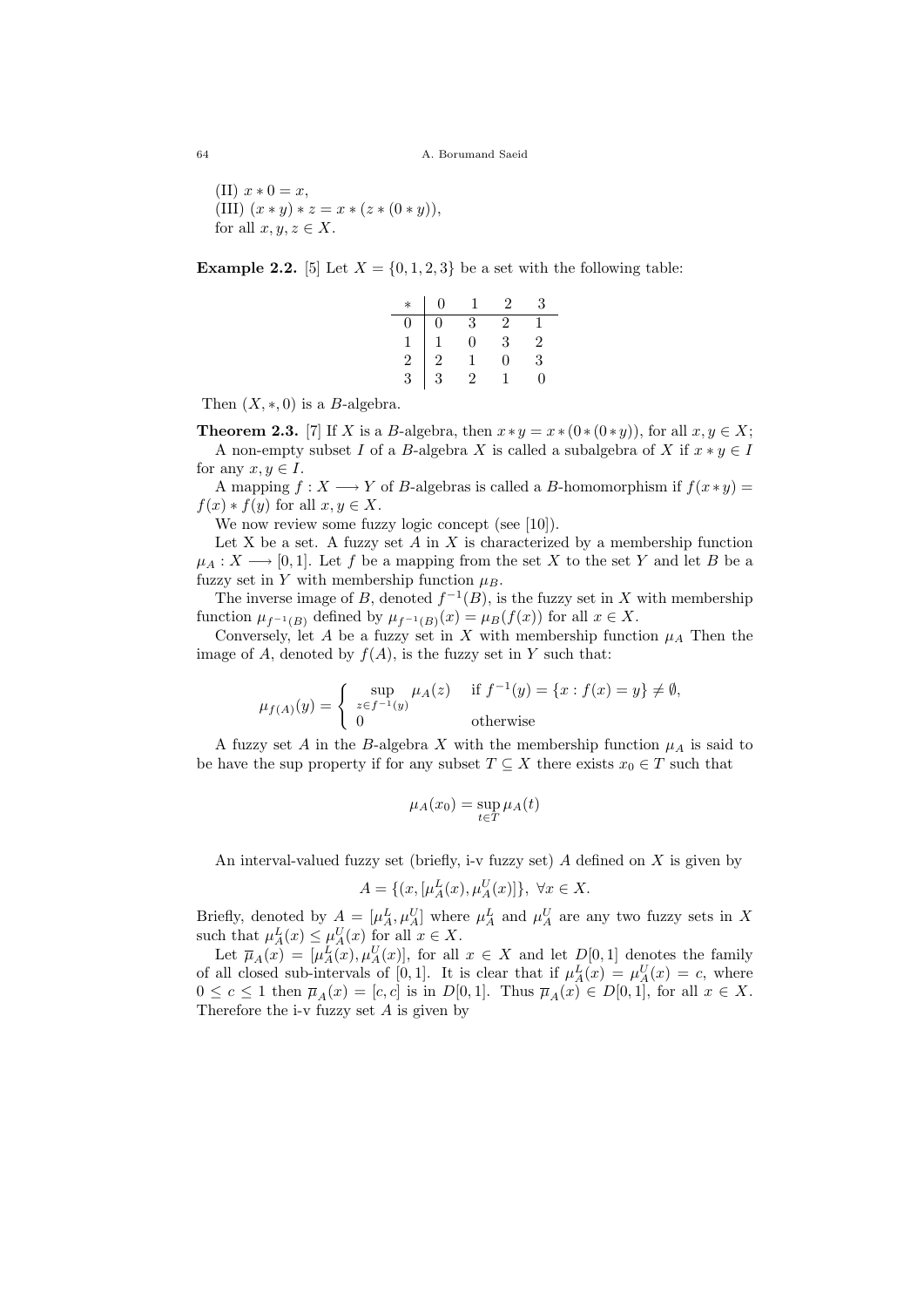(II) $x * 0 = x$,
(III) $(x * y) * z = x * (z * (0 * y))$,
for all $x, y, z \in X$.

**Example 2.2.** [5] Let $X = \{0, 1, 2, 3\}$ be a set with the following table:

| $*$ | 0 | 1 | 2 | 3 |
|---|---|---|---|---|
| 0 | 0 | 3 | 2 | 1 |
| 1 | 1 | 0 | 3 | 2 |
| 2 | 2 | 1 | 0 | 3 |
| 3 | 3 | 2 | 1 | 0 |

Then $(X, *, 0)$ is a $B$-algebra.

**Theorem 2.3.** [7] If $X$ is a $B$-algebra, then $x * y = x * (0 * (0 * y))$, for all $x, y \in X$;

A non-empty subset $I$ of a $B$-algebra $X$ is called a subalgebra of $X$ if $x * y \in I$ for any $x, y \in I$.

A mapping $f : X \longrightarrow Y$ of $B$-algebras is called a $B$-homomorphism if $f(x * y) = f(x) * f(y)$ for all $x, y \in X$.

We now review some fuzzy logic concept (see [10]).

Let X be a set. A fuzzy set $A$ in $X$ is characterized by a membership function $\mu_A : X \longrightarrow [0, 1]$. Let $f$ be a mapping from the set $X$ to the set $Y$ and let $B$ be a fuzzy set in $Y$ with membership function $\mu_B$.

The inverse image of $B$, denoted $f^{-1}(B)$, is the fuzzy set in $X$ with membership function $\mu_{f^{-1}(B)}$ defined by $\mu_{f^{-1}(B)}(x) = \mu_B(f(x))$ for all $x \in X$.

Conversely, let $A$ be a fuzzy set in $X$ with membership function $\mu_A$ Then the image of $A$, denoted by $f(A)$, is the fuzzy set in $Y$ such that:

$$\mu_{f(A)}(y) = \begin{cases} \sup\limits_{z \in f^{-1}(y)} \mu_A(z) & \text{if } f^{-1}(y) = \{x : f(x) = y\} \neq \emptyset, \\ 0 & \text{otherwise} \end{cases}$$

A fuzzy set $A$ in the $B$-algebra $X$ with the membership function $\mu_A$ is said to be have the sup property if for any subset $T \subseteq X$ there exists $x_0 \in T$ such that

$$\mu_A(x_0) = \sup_{t \in T} \mu_A(t)$$

An interval-valued fuzzy set (briefly, i-v fuzzy set) $A$ defined on $X$ is given by

$$A = \{(x, [\mu_A^L(x), \mu_A^U(x)]\}, \ \forall x \in X.$$

Briefly, denoted by $A = [\mu_A^L, \mu_A^U]$ where $\mu_A^L$ and $\mu_A^U$ are any two fuzzy sets in $X$ such that $\mu_A^L(x) \leq \mu_A^U(x)$ for all $x \in X$.

Let $\overline{\mu}_A(x) = [\mu_A^L(x), \mu_A^U(x)]$, for all $x \in X$ and let $D[0, 1]$ denotes the family of all closed sub-intervals of $[0, 1]$. It is clear that if $\mu_A^L(x) = \mu_A^U(x) = c$, where $0 \leq c \leq 1$ then $\overline{\mu}_A(x) = [c, c]$ is in $D[0, 1]$. Thus $\overline{\mu}_A(x) \in D[0, 1]$, for all $x \in X$. Therefore the i-v fuzzy set $A$ is given by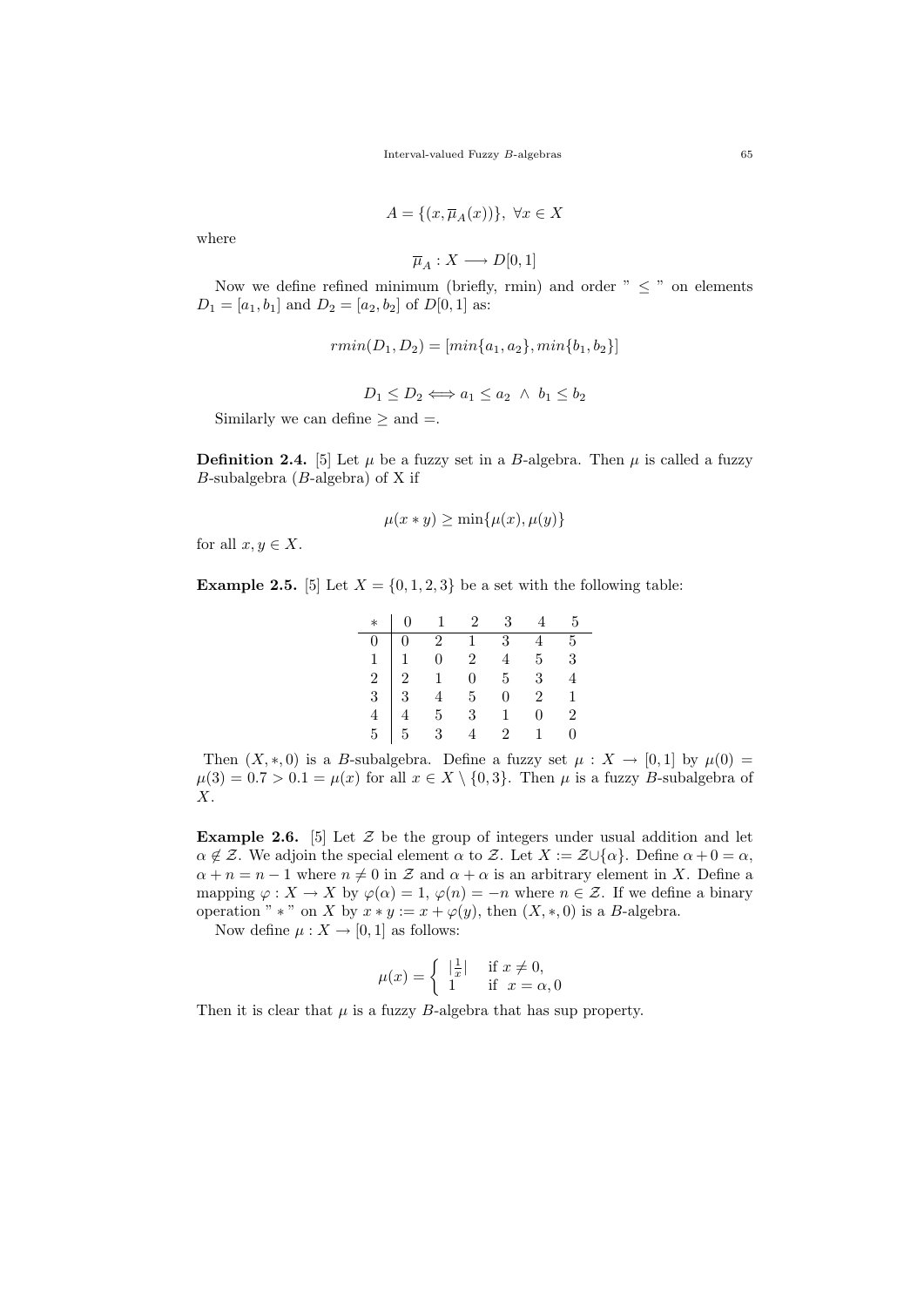$$A = \{(x, \overline{\mu}_A(x))\},\ \forall x \in X$$

where

$$\overline{\mu}_A : X \longrightarrow D[0,1]$$

Now we define refined minimum (briefly, rmin) and order " $\leq$ " on elements $D_1 = [a_1, b_1]$ and $D_2 = [a_2, b_2]$ of $D[0,1]$ as:

$$rmin(D_1, D_2) = [min\{a_1, a_2\}, min\{b_1, b_2\}]$$

$$D_1 \leq D_2 \Longleftrightarrow a_1 \leq a_2 \ \wedge \ b_1 \leq b_2$$

Similarly we can define $\geq$ and $=$.

**Definition 2.4.** [5] Let $\mu$ be a fuzzy set in a $B$-algebra. Then $\mu$ is called a fuzzy $B$-subalgebra ($B$-algebra) of X if

$$\mu(x * y) \geq \min\{\mu(x), \mu(y)\}$$

for all $x, y \in X$.

**Example 2.5.** [5] Let $X = \{0, 1, 2, 3\}$ be a set with the following table:

| $*$ | 0 | 1 | 2 | 3 | 4 | 5 |
|---|---|---|---|---|---|---|
| 0 | 0 | 2 | 1 | 3 | 4 | 5 |
| 1 | 1 | 0 | 2 | 4 | 5 | 3 |
| 2 | 2 | 1 | 0 | 5 | 3 | 4 |
| 3 | 3 | 4 | 5 | 0 | 2 | 1 |
| 4 | 4 | 5 | 3 | 1 | 0 | 2 |
| 5 | 5 | 3 | 4 | 2 | 1 | 0 |

Then $(X, *, 0)$ is a $B$-subalgebra. Define a fuzzy set $\mu : X \rightarrow [0,1]$ by $\mu(0) = \mu(3) = 0.7 > 0.1 = \mu(x)$ for all $x \in X \setminus \{0, 3\}$. Then $\mu$ is a fuzzy $B$-subalgebra of $X$.

**Example 2.6.** [5] Let $\mathcal{Z}$ be the group of integers under usual addition and let $\alpha \notin \mathcal{Z}$. We adjoin the special element $\alpha$ to $\mathcal{Z}$. Let $X := \mathcal{Z} \cup \{\alpha\}$. Define $\alpha + 0 = \alpha$, $\alpha + n = n - 1$ where $n \neq 0$ in $\mathcal{Z}$ and $\alpha + \alpha$ is an arbitrary element in $X$. Define a mapping $\varphi : X \rightarrow X$ by $\varphi(\alpha) = 1$, $\varphi(n) = -n$ where $n \in \mathcal{Z}$. If we define a binary operation " $*$ " on $X$ by $x * y := x + \varphi(y)$, then $(X, *, 0)$ is a $B$-algebra.

Now define $\mu : X \rightarrow [0,1]$ as follows:

$$\mu(x) = \begin{cases} |\frac{1}{x}| & \text{if } x \neq 0, \\ 1 & \text{if } \ x = \alpha, 0 \end{cases}$$

Then it is clear that $\mu$ is a fuzzy $B$-algebra that has sup property.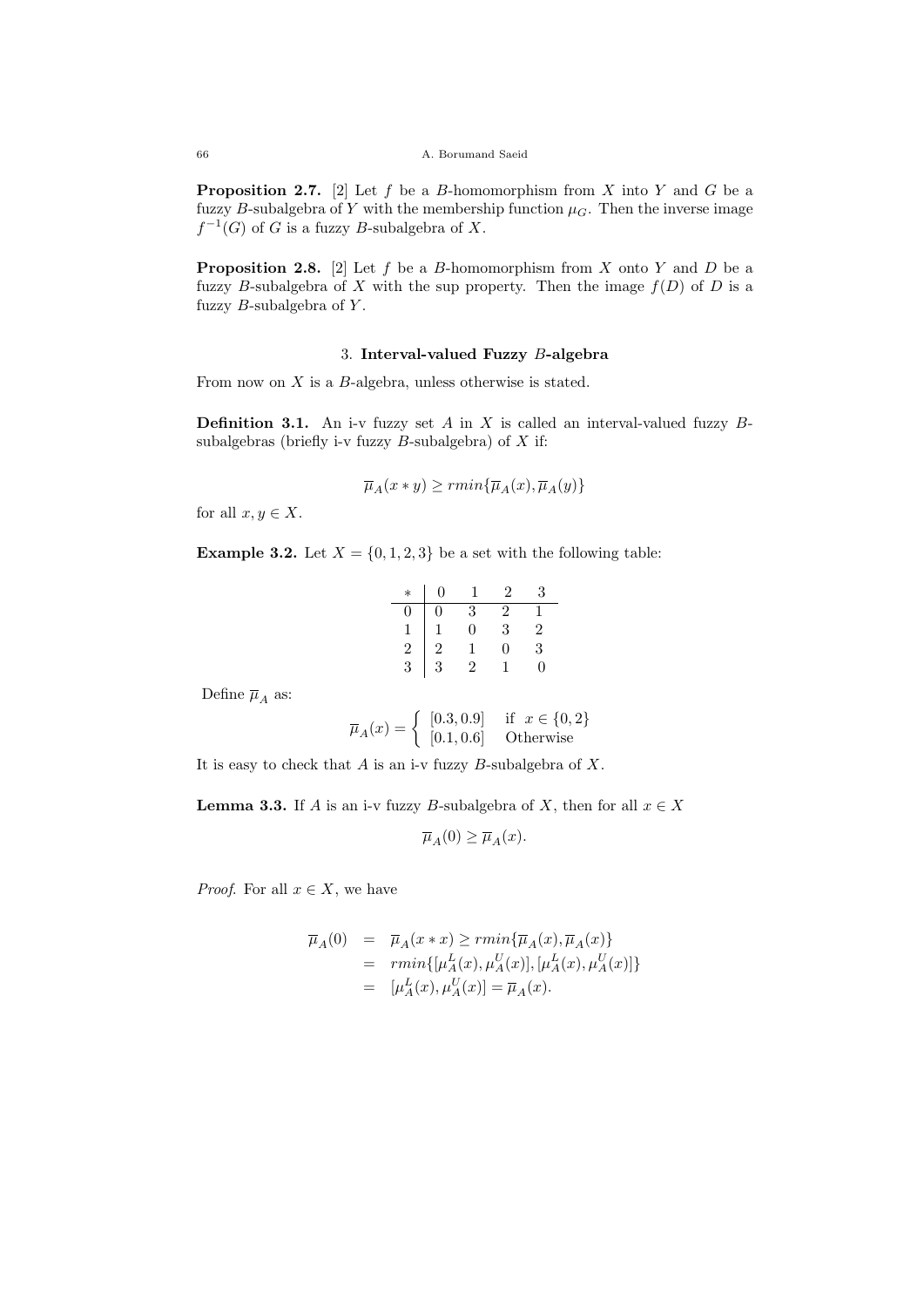**Proposition 2.7.** [2] Let $f$ be a $B$-homomorphism from $X$ into $Y$ and $G$ be a fuzzy $B$-subalgebra of $Y$ with the membership function $\mu_G$. Then the inverse image $f^{-1}(G)$ of $G$ is a fuzzy $B$-subalgebra of $X$.

**Proposition 2.8.** [2] Let $f$ be a $B$-homomorphism from $X$ onto $Y$ and $D$ be a fuzzy $B$-subalgebra of $X$ with the sup property. Then the image $f(D)$ of $D$ is a fuzzy $B$-subalgebra of $Y$.

## 3. Interval-valued Fuzzy $B$-algebra

From now on $X$ is a $B$-algebra, unless otherwise is stated.

**Definition 3.1.** An i-v fuzzy set $A$ in $X$ is called an interval-valued fuzzy $B$-subalgebras (briefly i-v fuzzy $B$-subalgebra) of $X$ if:

$$\overline{\mu}_A(x * y) \geq rmin\{\overline{\mu}_A(x), \overline{\mu}_A(y)\}$$

for all $x, y \in X$.

**Example 3.2.** Let $X = \{0, 1, 2, 3\}$ be a set with the following table:

| * | 0 | 1 | 2 | 3 |
|---|---|---|---|---|
| 0 | 0 | 3 | 2 | 1 |
| 1 | 1 | 0 | 3 | 2 |
| 2 | 2 | 1 | 0 | 3 |
| 3 | 3 | 2 | 1 | 0 |

Define $\overline{\mu}_A$ as:

$$\overline{\mu}_A(x) = \begin{cases} [0.3, 0.9] & \text{if } x \in \{0, 2\} \\ [0.1, 0.6] & \text{Otherwise} \end{cases}$$

It is easy to check that $A$ is an i-v fuzzy $B$-subalgebra of $X$.

**Lemma 3.3.** If $A$ is an i-v fuzzy $B$-subalgebra of $X$, then for all $x \in X$

$$\overline{\mu}_A(0) \geq \overline{\mu}_A(x).$$

*Proof.* For all $x \in X$, we have

$$\begin{aligned} \overline{\mu}_A(0) &= \overline{\mu}_A(x * x) \geq rmin\{\overline{\mu}_A(x), \overline{\mu}_A(x)\} \\ &= rmin\{[\mu_A^L(x), \mu_A^U(x)], [\mu_A^L(x), \mu_A^U(x)]\} \\ &= [\mu_A^L(x), \mu_A^U(x)] = \overline{\mu}_A(x). \end{aligned}$$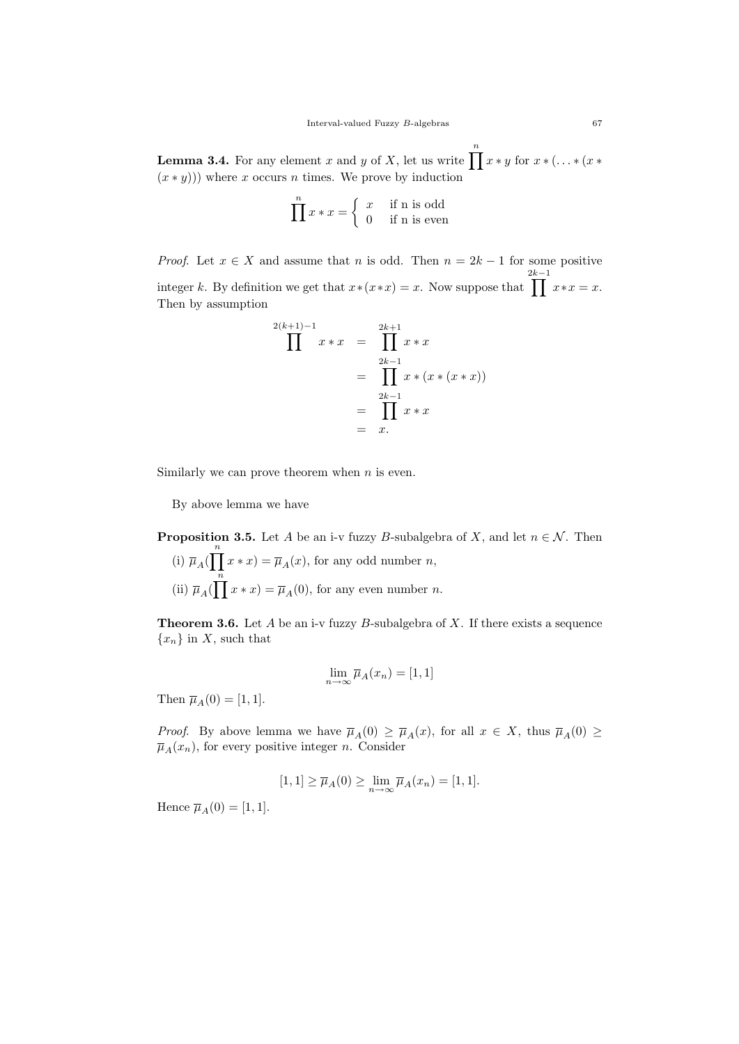**Lemma 3.4.** For any element $x$ and $y$ of $X$, let us write $\prod^{n} x * y$ for $x * (\ldots * (x * (x * y)))$ where $x$ occurs $n$ times. We prove by induction

$$\prod^{n} x * x = \begin{cases} x & \text{if n is odd} \\ 0 & \text{if n is even} \end{cases}$$

*Proof.* Let $x \in X$ and assume that $n$ is odd. Then $n = 2k - 1$ for some positive integer $k$. By definition we get that $x*(x*x) = x$. Now suppose that $\prod^{2k-1} x*x = x$. Then by assumption

$$\begin{aligned} \prod^{2(k+1)-1} x * x &= \prod^{2k+1} x * x \\ &= \prod^{2k-1} x * (x * (x * x)) \\ &= \prod^{2k-1} x * x \\ &= x. \end{aligned}$$

Similarly we can prove theorem when $n$ is even.

By above lemma we have

**Proposition 3.5.** Let $A$ be an i-v fuzzy $B$-subalgebra of $X$, and let $n \in \mathcal{N}$. Then

(i) $\overline{\mu}_A(\prod^{n} x * x) = \overline{\mu}_A(x)$, for any odd number $n$,

(ii) $\overline{\mu}_A(\prod^{n} x * x) = \overline{\mu}_A(0)$, for any even number $n$.

**Theorem 3.6.** Let $A$ be an i-v fuzzy $B$-subalgebra of $X$. If there exists a sequence $\{x_n\}$ in $X$, such that

$$\lim_{n\to\infty} \overline{\mu}_A(x_n) = [1, 1]$$

Then $\overline{\mu}_A(0) = [1, 1]$.

*Proof.* By above lemma we have $\overline{\mu}_A(0) \geq \overline{\mu}_A(x)$, for all $x \in X$, thus $\overline{\mu}_A(0) \geq \overline{\mu}_A(x_n)$, for every positive integer $n$. Consider

$$[1, 1] \geq \overline{\mu}_A(0) \geq \lim_{n\to\infty} \overline{\mu}_A(x_n) = [1, 1].$$

Hence $\overline{\mu}_A(0) = [1, 1]$.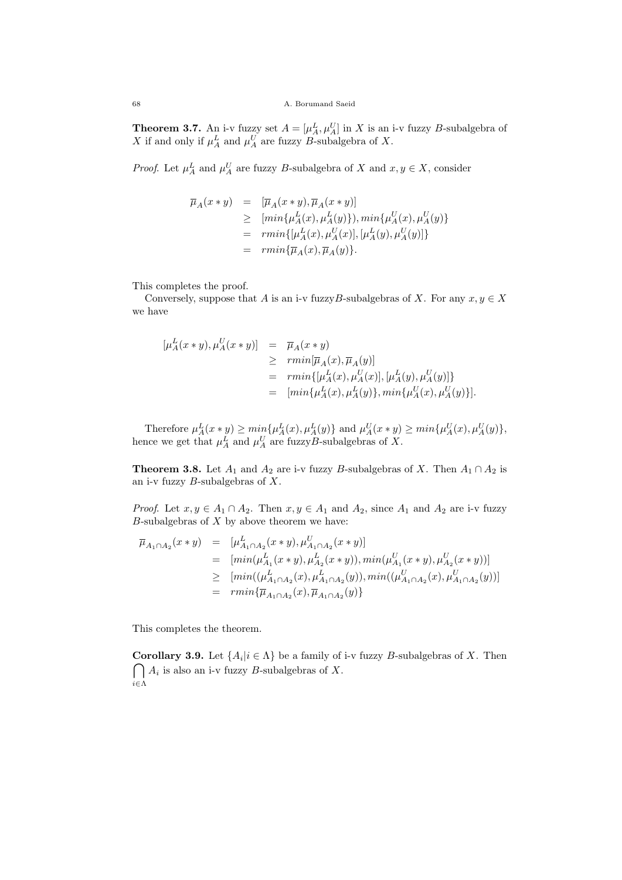**Theorem 3.7.** An i-v fuzzy set $A = [\mu_A^L, \mu_A^U]$ in $X$ is an i-v fuzzy $B$-subalgebra of $X$ if and only if $\mu_A^L$ and $\mu_A^U$ are fuzzy $B$-subalgebra of $X$.

*Proof.* Let $\mu_A^L$ and $\mu_A^U$ are fuzzy $B$-subalgebra of $X$ and $x, y \in X$, consider

$$
\begin{aligned}
\overline{\mu}_A(x * y) &= [\overline{\mu}_A(x * y), \overline{\mu}_A(x * y)] \\
&\geq [min\{\mu_A^L(x), \mu_A^L(y)\}), min\{\mu_A^U(x), \mu_A^U(y)\} \\
&= rmin\{[\mu_A^L(x), \mu_A^U(x)], [\mu_A^L(y), \mu_A^U(y)]\} \\
&= rmin\{\overline{\mu}_A(x), \overline{\mu}_A(y)\}.
\end{aligned}
$$

This completes the proof.

Conversely, suppose that $A$ is an i-v fuzzy$B$-subalgebras of $X$. For any $x, y \in X$ we have

$$
\begin{aligned}
[\mu_A^L(x * y), \mu_A^U(x * y)] &= \overline{\mu}_A(x * y) \\
&\geq rmin[\overline{\mu}_A(x), \overline{\mu}_A(y)] \\
&= rmin\{[\mu_A^L(x), \mu_A^U(x)], [\mu_A^L(y), \mu_A^U(y)]\} \\
&= [min\{\mu_A^L(x), \mu_A^L(y)\}, min\{\mu_A^U(x), \mu_A^U(y)\}].
\end{aligned}
$$

Therefore $\mu_A^L(x * y) \geq min\{\mu_A^L(x), \mu_A^L(y)\}$ and $\mu_A^U(x * y) \geq min\{\mu_A^U(x), \mu_A^U(y)\}$, hence we get that $\mu_A^L$ and $\mu_A^U$ are fuzzy$B$-subalgebras of $X$.

**Theorem 3.8.** Let $A_1$ and $A_2$ are i-v fuzzy $B$-subalgebras of $X$. Then $A_1 \cap A_2$ is an i-v fuzzy $B$-subalgebras of $X$.

*Proof.* Let $x, y \in A_1 \cap A_2$. Then $x, y \in A_1$ and $A_2$, since $A_1$ and $A_2$ are i-v fuzzy $B$-subalgebras of $X$ by above theorem we have:

$$
\begin{aligned}
\overline{\mu}_{A_1 \cap A_2}(x * y) &= [\mu_{A_1 \cap A_2}^L(x * y), \mu_{A_1 \cap A_2}^U(x * y)] \\
&= [min(\mu_{A_1}^L(x * y), \mu_{A_2}^L(x * y)), min(\mu_{A_1}^U(x * y), \mu_{A_2}^U(x * y))] \\
&\geq [min((\mu_{A_1 \cap A_2}^L(x), \mu_{A_1 \cap A_2}^L(y)), min((\mu_{A_1 \cap A_2}^U(x), \mu_{A_1 \cap A_2}^U(y))] \\
&= rmin\{\overline{\mu}_{A_1 \cap A_2}(x), \overline{\mu}_{A_1 \cap A_2}(y)\}
\end{aligned}
$$

This completes the theorem.

**Corollary 3.9.** Let $\{A_i | i \in \Lambda\}$ be a family of i-v fuzzy $B$-subalgebras of $X$. Then $\bigcap_{i \in \Lambda} A_i$ is also an i-v fuzzy $B$-subalgebras of $X$.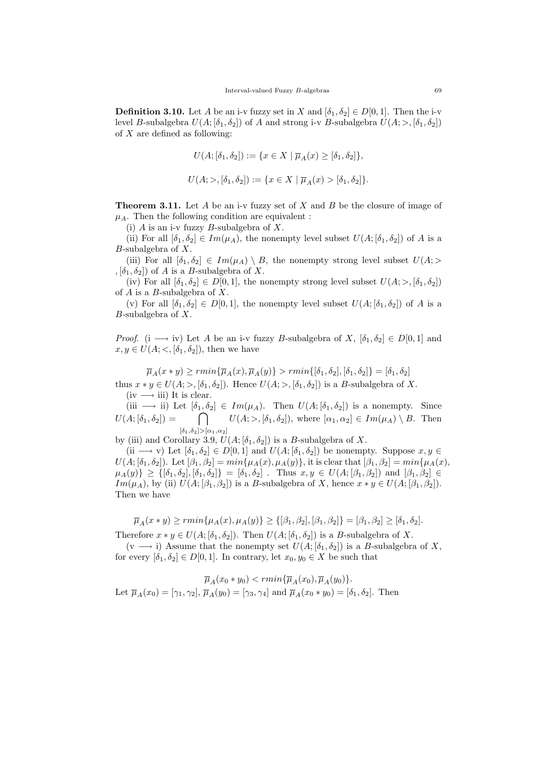**Definition 3.10.** Let $A$ be an i-v fuzzy set in $X$ and $[\delta_1, \delta_2] \in D[0,1]$. Then the i-v level $B$-subalgebra $U(A; [\delta_1, \delta_2])$ of $A$ and strong i-v $B$-subalgebra $U(A; >, [\delta_1, \delta_2])$ of $X$ are defined as following:

$$U(A; [\delta_1, \delta_2]) := \{x \in X \mid \overline{\mu}_A(x) \geq [\delta_1, \delta_2]\},$$

$$U(A; >, [\delta_1, \delta_2]) := \{x \in X \mid \overline{\mu}_A(x) > [\delta_1, \delta_2]\}.$$

**Theorem 3.11.** Let $A$ be an i-v fuzzy set of $X$ and $B$ be the closure of image of $\mu_A$. Then the following condition are equivalent :

(i) $A$ is an i-v fuzzy $B$-subalgebra of $X$.

(ii) For all $[\delta_1, \delta_2] \in Im(\mu_A)$, the nonempty level subset $U(A; [\delta_1, \delta_2])$ of $A$ is a $B$-subalgebra of $X$.

(iii) For all $[\delta_1, \delta_2] \in Im(\mu_A) \setminus B$, the nonempty strong level subset $U(A; > , [\delta_1, \delta_2])$ of $A$ is a $B$-subalgebra of $X$.

(iv) For all $[\delta_1, \delta_2] \in D[0,1]$, the nonempty strong level subset $U(A; >, [\delta_1, \delta_2])$ of $A$ is a $B$-subalgebra of $X$.

(v) For all $[\delta_1, \delta_2] \in D[0,1]$, the nonempty level subset $U(A; [\delta_1, \delta_2])$ of $A$ is a $B$-subalgebra of $X$.

*Proof.* (i $\longrightarrow$ iv) Let $A$ be an i-v fuzzy $B$-subalgebra of $X$, $[\delta_1, \delta_2] \in D[0,1]$ and $x, y \in U(A; <, [\delta_1, \delta_2])$, then we have

$$\overline{\mu}_A(x * y) \geq rmin\{\overline{\mu}_A(x), \overline{\mu}_A(y)\} > rmin\{[\delta_1, \delta_2], [\delta_1, \delta_2]\} = [\delta_1, \delta_2]$$

thus $x * y \in U(A; >, [\delta_1, \delta_2])$. Hence $U(A; >, [\delta_1, \delta_2])$ is a $B$-subalgebra of $X$.

(iv $\longrightarrow$ iii) It is clear.

(iii $\longrightarrow$ ii) Let $[\delta_1, \delta_2] \in Im(\mu_A)$. Then $U(A; [\delta_1, \delta_2])$ is a nonempty. Since $U(A; [\delta_1, \delta_2]) = \bigcap_{[\delta_1, \delta_2] > [\alpha_1, \alpha_2]} U(A; >, [\delta_1, \delta_2])$, where $[\alpha_1, \alpha_2] \in Im(\mu_A) \setminus B$. Then by (iii) and Corollary 3.9, $U(A; [\delta_1, \delta_2])$ is a $B$-subalgebra of $X$.

(ii $\longrightarrow$ v) Let $[\delta_1, \delta_2] \in D[0,1]$ and $U(A; [\delta_1, \delta_2])$ be nonempty. Suppose $x, y \in U(A; [\delta_1, \delta_2])$. Let $[\beta_1, \beta_2] = min\{\mu_A(x), \mu_A(y)\}$, it is clear that $[\beta_1, \beta_2] = min\{\mu_A(x), \mu_A(y)\} \geq \{[\delta_1, \delta_2], [\delta_1, \delta_2]\} = [\delta_1, \delta_2]$ . Thus $x, y \in U(A; [\beta_1, \beta_2])$ and $[\beta_1, \beta_2] \in Im(\mu_A)$, by (ii) $U(A; [\beta_1, \beta_2])$ is a $B$-subalgebra of $X$, hence $x * y \in U(A; [\beta_1, \beta_2])$. Then we have

$$\overline{\mu}_A(x * y) \geq rmin\{\mu_A(x), \mu_A(y)\} \geq \{[\beta_1, \beta_2], [\beta_1, \beta_2]\} = [\beta_1, \beta_2] \geq [\delta_1, \delta_2].$$

Therefore $x * y \in U(A; [\delta_1, \delta_2])$. Then $U(A; [\delta_1, \delta_2])$ is a $B$-subalgebra of $X$.

(v $\longrightarrow$ i) Assume that the nonempty set $U(A; [\delta_1, \delta_2])$ is a $B$-subalgebra of $X$, for every $[\delta_1, \delta_2] \in D[0,1]$. In contrary, let $x_0, y_0 \in X$ be such that

$$\overline{\mu}_A(x_0 * y_0) < rmin\{\overline{\mu}_A(x_0), \overline{\mu}_A(y_0)\}.$$

Let $\overline{\mu}_A(x_0) = [\gamma_1, \gamma_2]$, $\overline{\mu}_A(y_0) = [\gamma_3, \gamma_4]$ and $\overline{\mu}_A(x_0 * y_0) = [\delta_1, \delta_2]$. Then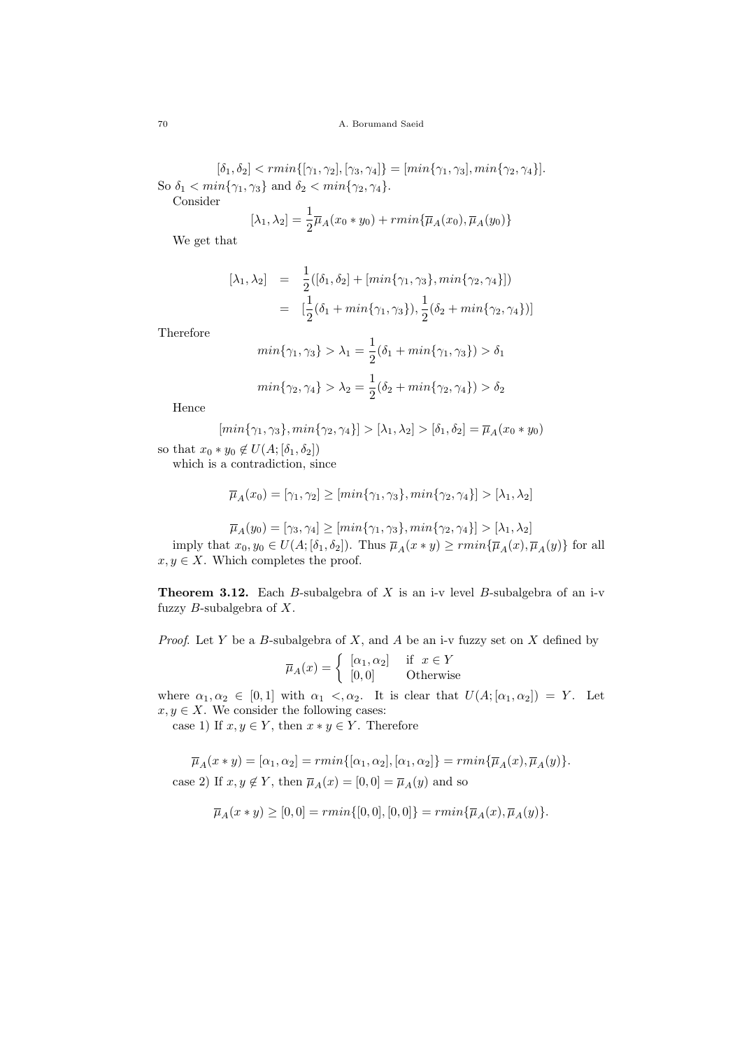$$[\delta_1, \delta_2] < rmin\{[\gamma_1, \gamma_2], [\gamma_3, \gamma_4]\} = [min\{\gamma_1, \gamma_3\}, min\{\gamma_2, \gamma_4\}].$$

So $\delta_1 < min\{\gamma_1, \gamma_3\}$ and $\delta_2 < min\{\gamma_2, \gamma_4\}$.

Consider

$$[\lambda_1, \lambda_2] = \frac{1}{2}\overline{\mu}_A(x_0 * y_0) + rmin\{\overline{\mu}_A(x_0), \overline{\mu}_A(y_0)\}$$

We get that

$$\begin{aligned}
[\lambda_1, \lambda_2] &= \frac{1}{2}([\delta_1, \delta_2] + [min\{\gamma_1, \gamma_3\}, min\{\gamma_2, \gamma_4\}]) \\
&= [\frac{1}{2}(\delta_1 + min\{\gamma_1, \gamma_3\}), \frac{1}{2}(\delta_2 + min\{\gamma_2, \gamma_4\})]
\end{aligned}$$

Therefore

$$min\{\gamma_1, \gamma_3\} > \lambda_1 = \frac{1}{2}(\delta_1 + min\{\gamma_1, \gamma_3\}) > \delta_1$$

$$min\{\gamma_2, \gamma_4\} > \lambda_2 = \frac{1}{2}(\delta_2 + min\{\gamma_2, \gamma_4\}) > \delta_2$$

Hence

$$[min\{\gamma_1, \gamma_3\}, min\{\gamma_2, \gamma_4\}] > [\lambda_1, \lambda_2] > [\delta_1, \delta_2] = \overline{\mu}_A(x_0 * y_0)$$

so that $x_0 * y_0 \notin U(A; [\delta_1, \delta_2])$

which is a contradiction, since

$$\overline{\mu}_A(x_0) = [\gamma_1, \gamma_2] \geq [min\{\gamma_1, \gamma_3\}, min\{\gamma_2, \gamma_4\}] > [\lambda_1, \lambda_2]$$

$$\overline{\mu}_A(y_0) = [\gamma_3, \gamma_4] \geq [min\{\gamma_1, \gamma_3\}, min\{\gamma_2, \gamma_4\}] > [\lambda_1, \lambda_2]$$

imply that $x_0, y_0 \in U(A; [\delta_1, \delta_2])$. Thus $\overline{\mu}_A(x * y) \geq rmin\{\overline{\mu}_A(x), \overline{\mu}_A(y)\}$ for all $x, y \in X$. Which completes the proof.

**Theorem 3.12.** Each $B$-subalgebra of $X$ is an i-v level $B$-subalgebra of an i-v fuzzy $B$-subalgebra of $X$.

*Proof.* Let $Y$ be a $B$-subalgebra of $X$, and $A$ be an i-v fuzzy set on $X$ defined by

$$\overline{\mu}_A(x) = \begin{cases} [\alpha_1, \alpha_2] & \text{if } x \in Y \\ [0, 0] & \text{Otherwise} \end{cases}$$

where $\alpha_1, \alpha_2 \in [0, 1]$ with $\alpha_1 <, \alpha_2$. It is clear that $U(A; [\alpha_1, \alpha_2]) = Y$. Let $x, y \in X$. We consider the following cases:

case 1) If $x, y \in Y$, then $x * y \in Y$. Therefore

$$\overline{\mu}_A(x * y) = [\alpha_1, \alpha_2] = rmin\{[\alpha_1, \alpha_2], [\alpha_1, \alpha_2]\} = rmin\{\overline{\mu}_A(x), \overline{\mu}_A(y)\}.$$

case 2) If $x, y \notin Y$, then $\overline{\mu}_A(x) = [0, 0] = \overline{\mu}_A(y)$ and so

$$\overline{\mu}_A(x * y) \geq [0, 0] = rmin\{[0, 0], [0, 0]\} = rmin\{\overline{\mu}_A(x), \overline{\mu}_A(y)\}.$$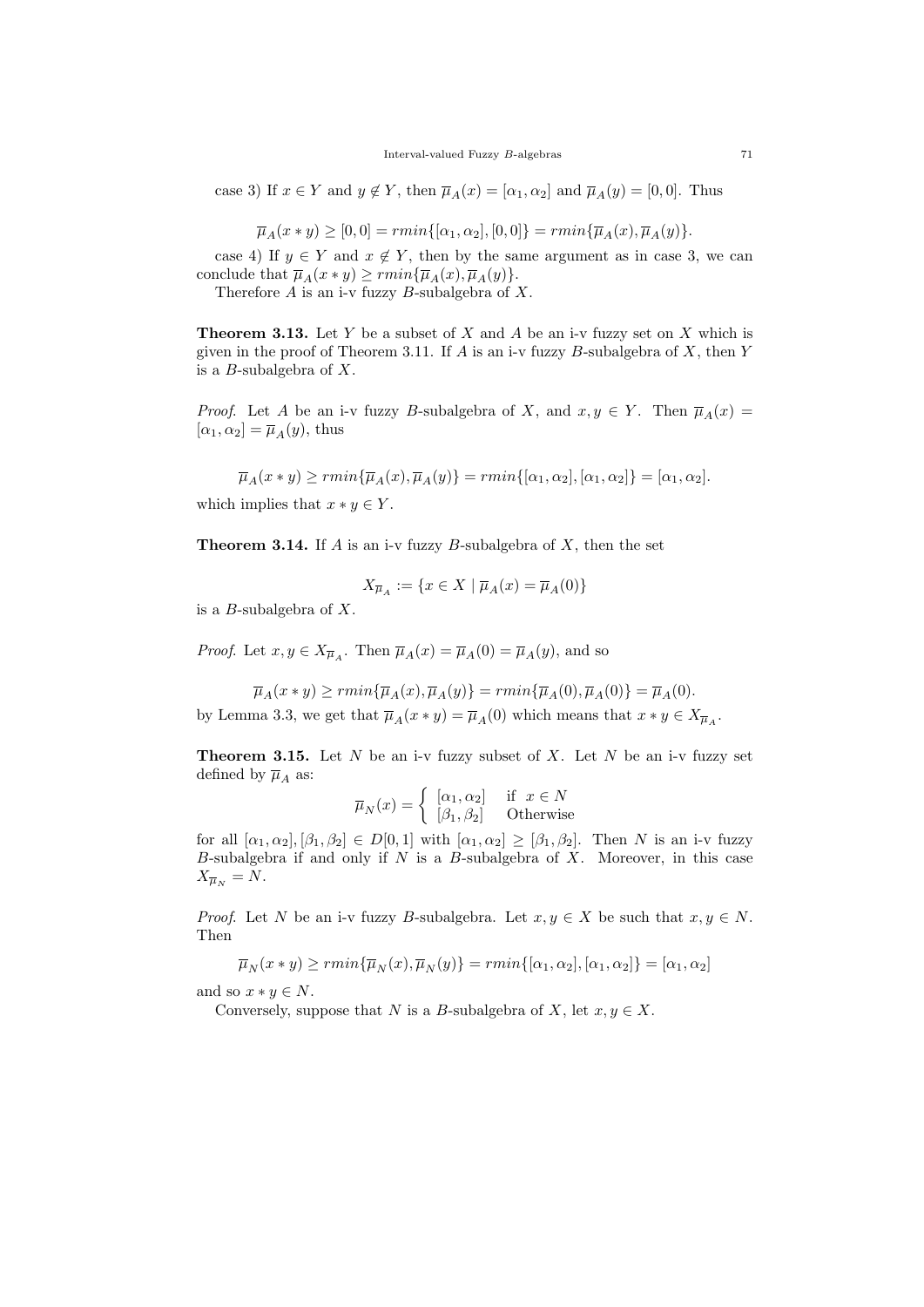case 3) If $x \in Y$ and $y \notin Y$, then $\overline{\mu}_A(x) = [\alpha_1, \alpha_2]$ and $\overline{\mu}_A(y) = [0, 0]$. Thus

$$\overline{\mu}_A(x * y) \geq [0, 0] = rmin\{[\alpha_1, \alpha_2], [0, 0]\} = rmin\{\overline{\mu}_A(x), \overline{\mu}_A(y)\}.$$

case 4) If $y \in Y$ and $x \notin Y$, then by the same argument as in case 3, we can conclude that $\overline{\mu}_A(x * y) \geq rmin\{\overline{\mu}_A(x), \overline{\mu}_A(y)\}$.

Therefore $A$ is an i-v fuzzy $B$-subalgebra of $X$.

**Theorem 3.13.** Let $Y$ be a subset of $X$ and $A$ be an i-v fuzzy set on $X$ which is given in the proof of Theorem 3.11. If $A$ is an i-v fuzzy $B$-subalgebra of $X$, then $Y$ is a $B$-subalgebra of $X$.

*Proof.* Let $A$ be an i-v fuzzy $B$-subalgebra of $X$, and $x, y \in Y$. Then $\overline{\mu}_A(x) = [\alpha_1, \alpha_2] = \overline{\mu}_A(y)$, thus

$$\overline{\mu}_A(x * y) \geq rmin\{\overline{\mu}_A(x), \overline{\mu}_A(y)\} = rmin\{[\alpha_1, \alpha_2], [\alpha_1, \alpha_2]\} = [\alpha_1, \alpha_2].$$

which implies that $x * y \in Y$.

**Theorem 3.14.** If $A$ is an i-v fuzzy $B$-subalgebra of $X$, then the set

$$X_{\overline{\mu}_A} := \{x \in X \mid \overline{\mu}_A(x) = \overline{\mu}_A(0)\}$$

is a $B$-subalgebra of $X$.

*Proof.* Let $x, y \in X_{\overline{\mu}_A}$. Then $\overline{\mu}_A(x) = \overline{\mu}_A(0) = \overline{\mu}_A(y)$, and so

$$\overline{\mu}_A(x * y) \geq rmin\{\overline{\mu}_A(x), \overline{\mu}_A(y)\} = rmin\{\overline{\mu}_A(0), \overline{\mu}_A(0)\} = \overline{\mu}_A(0).$$

by Lemma 3.3, we get that $\overline{\mu}_A(x * y) = \overline{\mu}_A(0)$ which means that $x * y \in X_{\overline{\mu}_A}$.

**Theorem 3.15.** Let $N$ be an i-v fuzzy subset of $X$. Let $N$ be an i-v fuzzy set defined by $\overline{\mu}_A$ as:

$$\overline{\mu}_N(x) = \begin{cases} [\alpha_1, \alpha_2] & \text{if } x \in N \\ [\beta_1, \beta_2] & \text{Otherwise} \end{cases}$$

for all $[\alpha_1, \alpha_2], [\beta_1, \beta_2] \in D[0, 1]$ with $[\alpha_1, \alpha_2] \geq [\beta_1, \beta_2]$. Then $N$ is an i-v fuzzy $B$-subalgebra if and only if $N$ is a $B$-subalgebra of $X$. Moreover, in this case $X_{\overline{\mu}_N} = N$.

*Proof.* Let $N$ be an i-v fuzzy $B$-subalgebra. Let $x, y \in X$ be such that $x, y \in N$. Then

$$\overline{\mu}_N(x * y) \geq rmin\{\overline{\mu}_N(x), \overline{\mu}_N(y)\} = rmin\{[\alpha_1, \alpha_2], [\alpha_1, \alpha_2]\} = [\alpha_1, \alpha_2]$$

and so $x * y \in N$.

Conversely, suppose that $N$ is a $B$-subalgebra of $X$, let $x, y \in X$.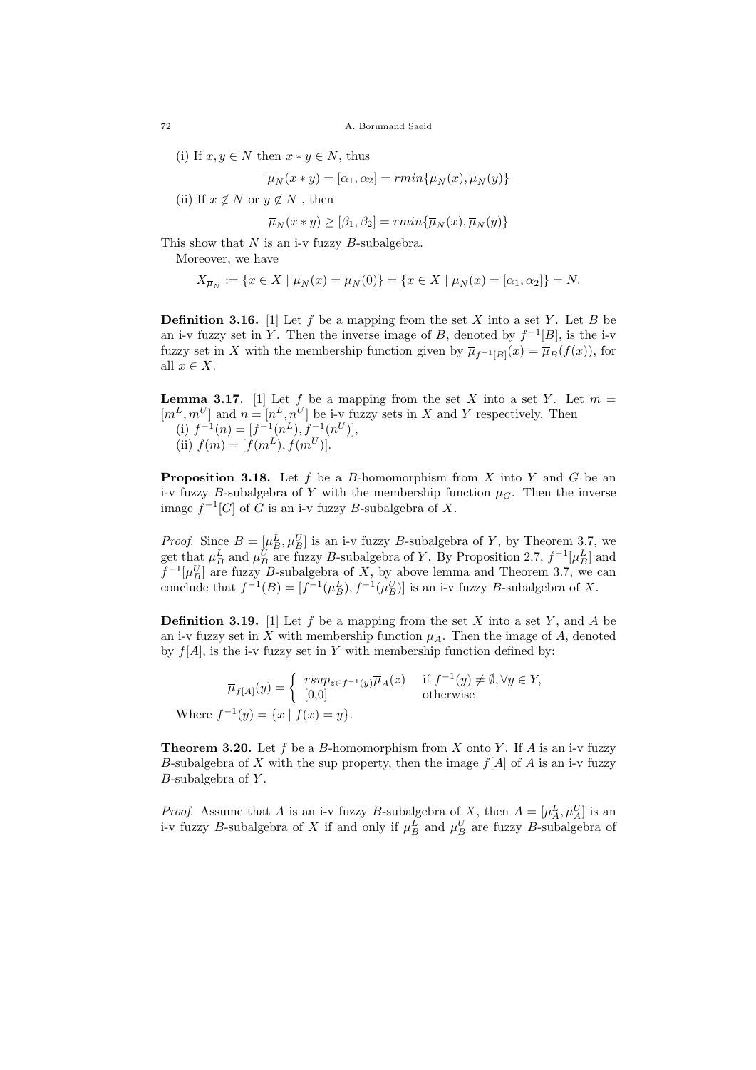(i) If $x, y \in N$ then $x * y \in N$, thus

$$\overline{\mu}_N(x * y) = [\alpha_1, \alpha_2] = rmin\{\overline{\mu}_N(x), \overline{\mu}_N(y)\}$$

(ii) If $x \notin N$ or $y \notin N$ , then

$$\overline{\mu}_N(x * y) \geq [\beta_1, \beta_2] = rmin\{\overline{\mu}_N(x), \overline{\mu}_N(y)\}$$

This show that $N$ is an i-v fuzzy $B$-subalgebra.

Moreover, we have

$$X_{\overline{\mu}_N} := \{x \in X \mid \overline{\mu}_N(x) = \overline{\mu}_N(0)\} = \{x \in X \mid \overline{\mu}_N(x) = [\alpha_1, \alpha_2]\} = N.$$

**Definition 3.16.** [1] Let $f$ be a mapping from the set $X$ into a set $Y$. Let $B$ be an i-v fuzzy set in $Y$. Then the inverse image of $B$, denoted by $f^{-1}[B]$, is the i-v fuzzy set in $X$ with the membership function given by $\overline{\mu}_{f^{-1}[B]}(x) = \overline{\mu}_B(f(x))$, for all $x \in X$.

**Lemma 3.17.** [1] Let $f$ be a mapping from the set $X$ into a set $Y$. Let $m = [m^L, m^U]$ and $n = [n^L, n^U]$ be i-v fuzzy sets in $X$ and $Y$ respectively. Then
(i) $f^{-1}(n) = [f^{-1}(n^L), f^{-1}(n^U)]$,
(ii) $f(m) = [f(m^L), f(m^U)]$.

**Proposition 3.18.** Let $f$ be a $B$-homomorphism from $X$ into $Y$ and $G$ be an i-v fuzzy $B$-subalgebra of $Y$ with the membership function $\mu_G$. Then the inverse image $f^{-1}[G]$ of $G$ is an i-v fuzzy $B$-subalgebra of $X$.

*Proof.* Since $B = [\mu_B^L, \mu_B^U]$ is an i-v fuzzy $B$-subalgebra of $Y$, by Theorem 3.7, we get that $\mu_B^L$ and $\mu_B^U$ are fuzzy $B$-subalgebra of $Y$. By Proposition 2.7, $f^{-1}[\mu_B^L]$ and $f^{-1}[\mu_B^U]$ are fuzzy $B$-subalgebra of $X$, by above lemma and Theorem 3.7, we can conclude that $f^{-1}(B) = [f^{-1}(\mu_B^L), f^{-1}(\mu_B^U)]$ is an i-v fuzzy $B$-subalgebra of $X$.

**Definition 3.19.** [1] Let $f$ be a mapping from the set $X$ into a set $Y$, and $A$ be an i-v fuzzy set in $X$ with membership function $\mu_A$. Then the image of $A$, denoted by $f[A]$, is the i-v fuzzy set in $Y$ with membership function defined by:

$$\overline{\mu}_{f[A]}(y) = \begin{cases} rsup_{z \in f^{-1}(y)} \overline{\mu}_A(z) & \text{if } f^{-1}(y) \neq \emptyset, \forall y \in Y, \\ [0,0] & \text{otherwise} \end{cases}$$

Where $f^{-1}(y) = \{x \mid f(x) = y\}$.

**Theorem 3.20.** Let $f$ be a $B$-homomorphism from $X$ onto $Y$. If $A$ is an i-v fuzzy $B$-subalgebra of $X$ with the sup property, then the image $f[A]$ of $A$ is an i-v fuzzy $B$-subalgebra of $Y$.

*Proof.* Assume that $A$ is an i-v fuzzy $B$-subalgebra of $X$, then $A = [\mu_A^L, \mu_A^U]$ is an i-v fuzzy $B$-subalgebra of $X$ if and only if $\mu_B^L$ and $\mu_B^U$ are fuzzy $B$-subalgebra of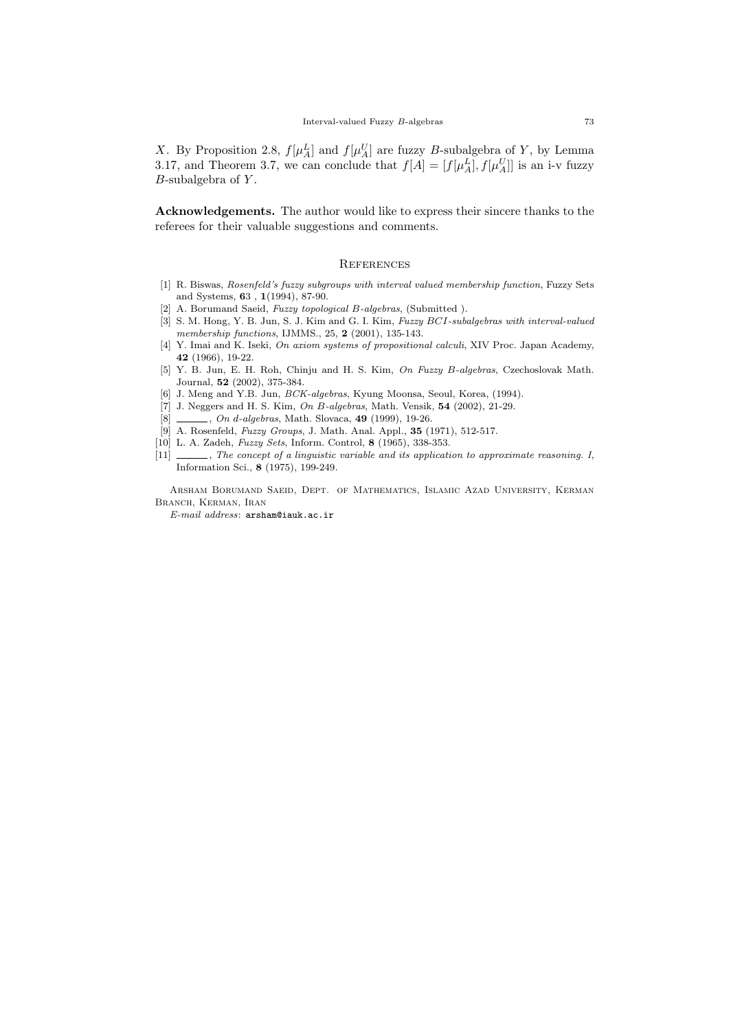$X$. By Proposition 2.8, $f[\mu_A^L]$ and $f[\mu_A^U]$ are fuzzy $B$-subalgebra of $Y$, by Lemma 3.17, and Theorem 3.7, we can conclude that $f[A] = [f[\mu_A^L], f[\mu_A^U]]$ is an i-v fuzzy $B$-subalgebra of $Y$.

**Acknowledgements.** The author would like to express their sincere thanks to the referees for their valuable suggestions and comments.

## References

[1] R. Biswas, *Rosenfeld's fuzzy subgroups with interval valued membership function*, Fuzzy Sets and Systems, **6**3 , **1**(1994), 87-90.

[2] A. Borumand Saeid, *Fuzzy topological B-algebras*, (Submitted ).

[3] S. M. Hong, Y. B. Jun, S. J. Kim and G. I. Kim, *Fuzzy BCI-subalgebras with interval-valued membership functions*, IJMMS., 25, **2** (2001), 135-143.

[4] Y. Imai and K. Iseki, *On axiom systems of propositional calculi*, XIV Proc. Japan Academy, **42** (1966), 19-22.

[5] Y. B. Jun, E. H. Roh, Chinju and H. S. Kim, *On Fuzzy B-algebras*, Czechoslovak Math. Journal, **52** (2002), 375-384.

[6] J. Meng and Y.B. Jun, *BCK-algebras*, Kyung Moonsa, Seoul, Korea, (1994).

[7] J. Neggers and H. S. Kim, *On B-algebras*, Math. Vensik, **54** (2002), 21-29.

[8] ______, *On d-algebras*, Math. Slovaca, **49** (1999), 19-26.

[9] A. Rosenfeld, *Fuzzy Groups*, J. Math. Anal. Appl., **35** (1971), 512-517.

[10] L. A. Zadeh, *Fuzzy Sets*, Inform. Control, **8** (1965), 338-353.

[11] ______, *The concept of a linguistic variable and its application to approximate reasoning. I*, Information Sci., **8** (1975), 199-249.

Arsham Borumand Saeid, Dept. of Mathematics, Islamic Azad University, Kerman Branch, Kerman, Iran

*E-mail address*: arsham@iauk.ac.ir